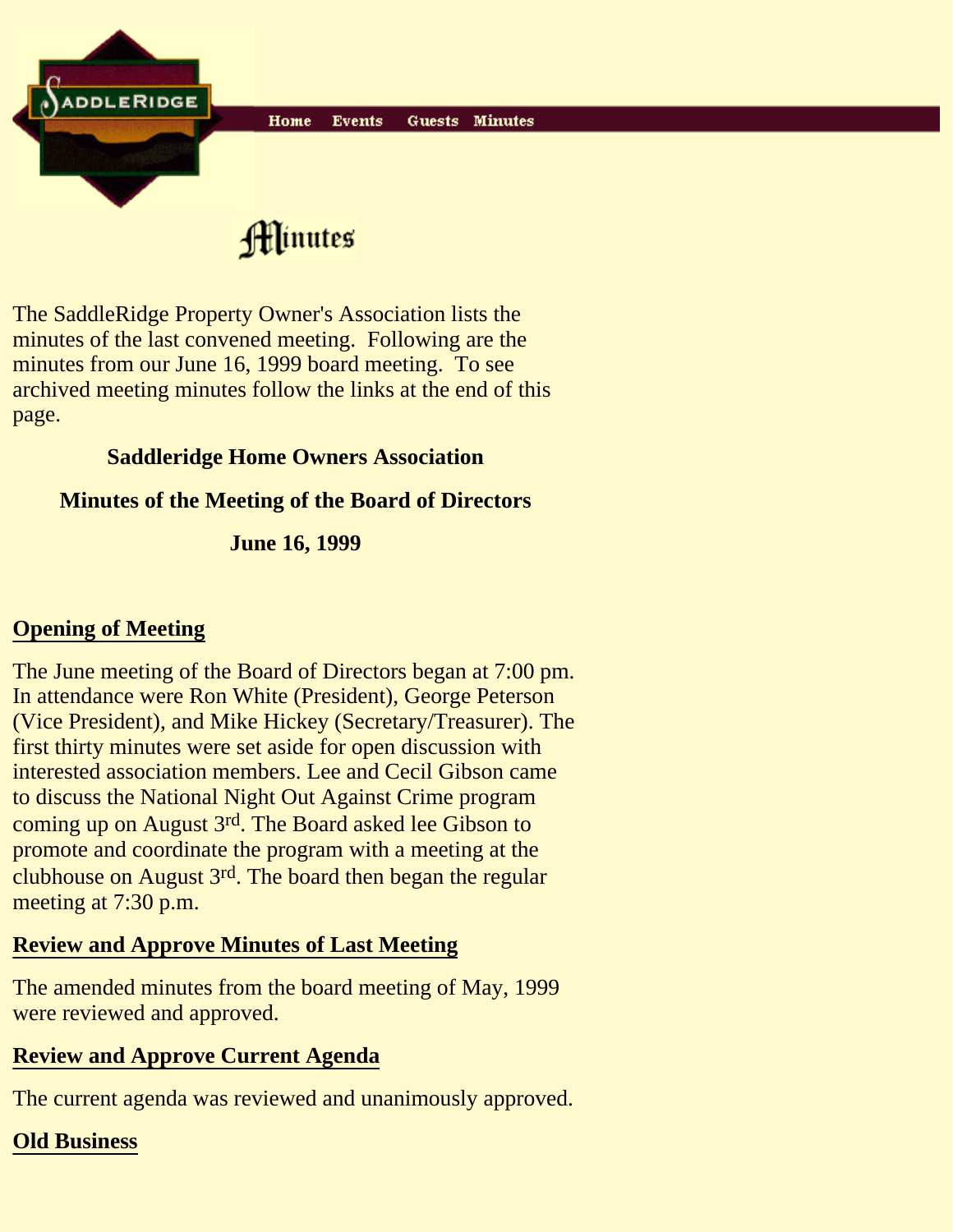Home Events Guests Minutes

# Minutes

The SaddleRidge Property Owner's Association lists the minutes of the last convened meeting. Following are the minutes from our June 16, 1999 board meeting. To see archived meeting minutes follow the links at the end of this page.

**Saddleridge Home Owners Association**

**Minutes of the Meeting of the Board of Directors**

**June 16, 1999**

## Opening of Meeting

The June meeting of the Board of Directors began at 7:00 pm. In attendance were Ron White (President), George Peterson (Vice President), and Mike Hickey (Secretary/Treasurer). The first thirty minutes were set aside for open discussion with interested association members. Lee and Cecil Gibson came to discuss the National Night Out Against Crime program coming up on August 3rd. The Board asked lee Gibson to promote and coordinate the program with a meeting at the clubhouse on August 3rd. The board then began the regular meeting at 7:30 p.m.

## Review and Approve Minutes of Last Meeting

The amended minutes from the board meeting of May, 1999 were reviewed and approved.

## Review and Approve Current Agenda

The current agenda was reviewed and unanimously approved.

## Old Business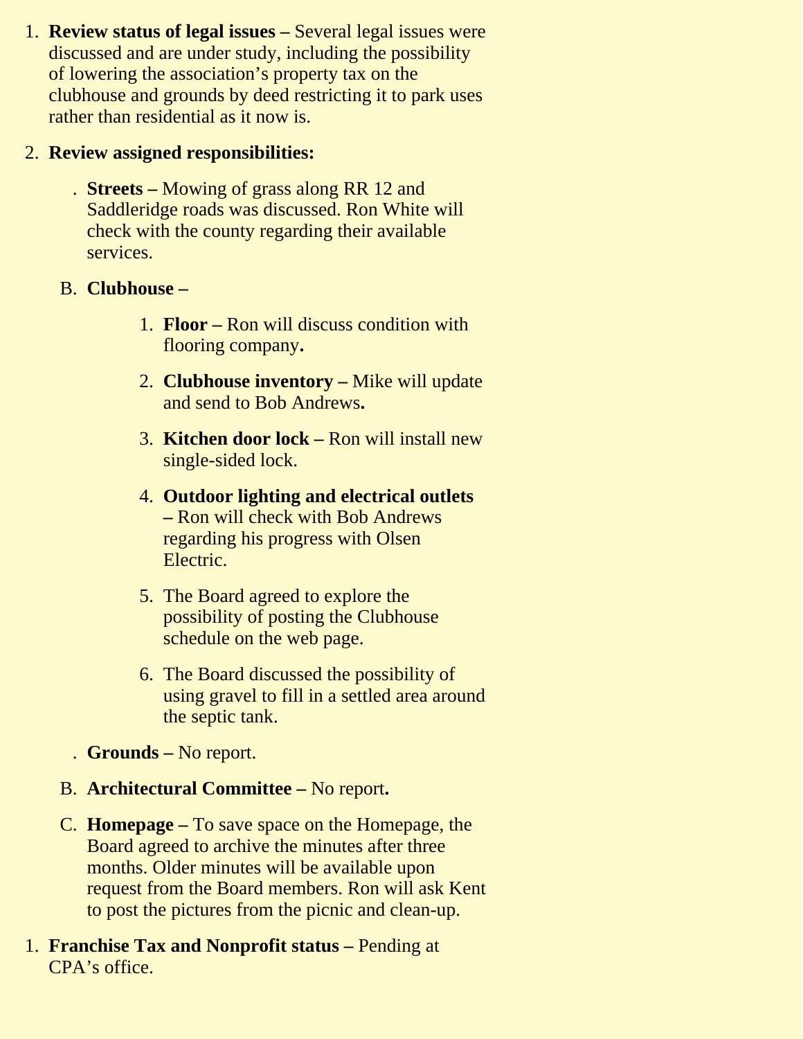1. **Review status of legal issues –** Several legal issues were discussed and are under study, including the possibility of lowering the association's property tax on the clubhouse and grounds by deed restricting it to park uses rather than residential as it now is.

2. **Review assigned responsibilities:**

   . **Streets –** Mowing of grass along RR 12 and Saddleridge roads was discussed. Ron White will check with the county regarding their available services.

   B. **Clubhouse –**

      1. **Floor –** Ron will discuss condition with flooring company**.**

      2. **Clubhouse inventory –** Mike will update and send to Bob Andrews**.**

      3. **Kitchen door lock –** Ron will install new single-sided lock.

      4. **Outdoor lighting and electrical outlets –** Ron will check with Bob Andrews regarding his progress with Olsen Electric.

      5. The Board agreed to explore the possibility of posting the Clubhouse schedule on the web page.

      6. The Board discussed the possibility of using gravel to fill in a settled area around the septic tank.

   . **Grounds –** No report.

   B. **Architectural Committee –** No report**.**

   C. **Homepage –** To save space on the Homepage, the Board agreed to archive the minutes after three months. Older minutes will be available upon request from the Board members. Ron will ask Kent to post the pictures from the picnic and clean-up.

1. **Franchise Tax and Nonprofit status –** Pending at CPA's office.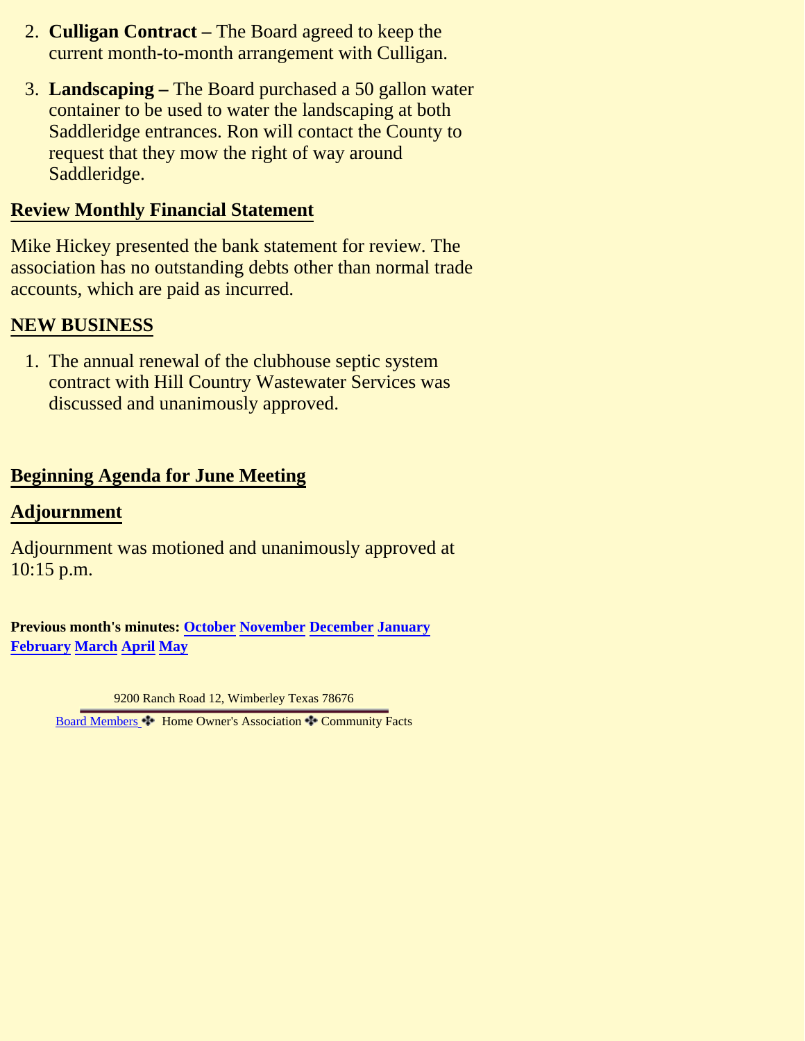2. **Culligan Contract –** The Board agreed to keep the current month-to-month arrangement with Culligan.

3. **Landscaping –** The Board purchased a 50 gallon water container to be used to water the landscaping at both Saddleridge entrances. Ron will contact the County to request that they mow the right of way around Saddleridge.

## Review Monthly Financial Statement

Mike Hickey presented the bank statement for review. The association has no outstanding debts other than normal trade accounts, which are paid as incurred.

## NEW BUSINESS

1. The annual renewal of the clubhouse septic system contract with Hill Country Wastewater Services was discussed and unanimously approved.

## Beginning Agenda for June Meeting

## Adjournment

Adjournment was motioned and unanimously approved at 10:15 p.m.

**Previous month's minutes: October November December January February March April May**

9200 Ranch Road 12, Wimberley Texas 78676

Board Members ✤ Home Owner's Association ✤ Community Facts